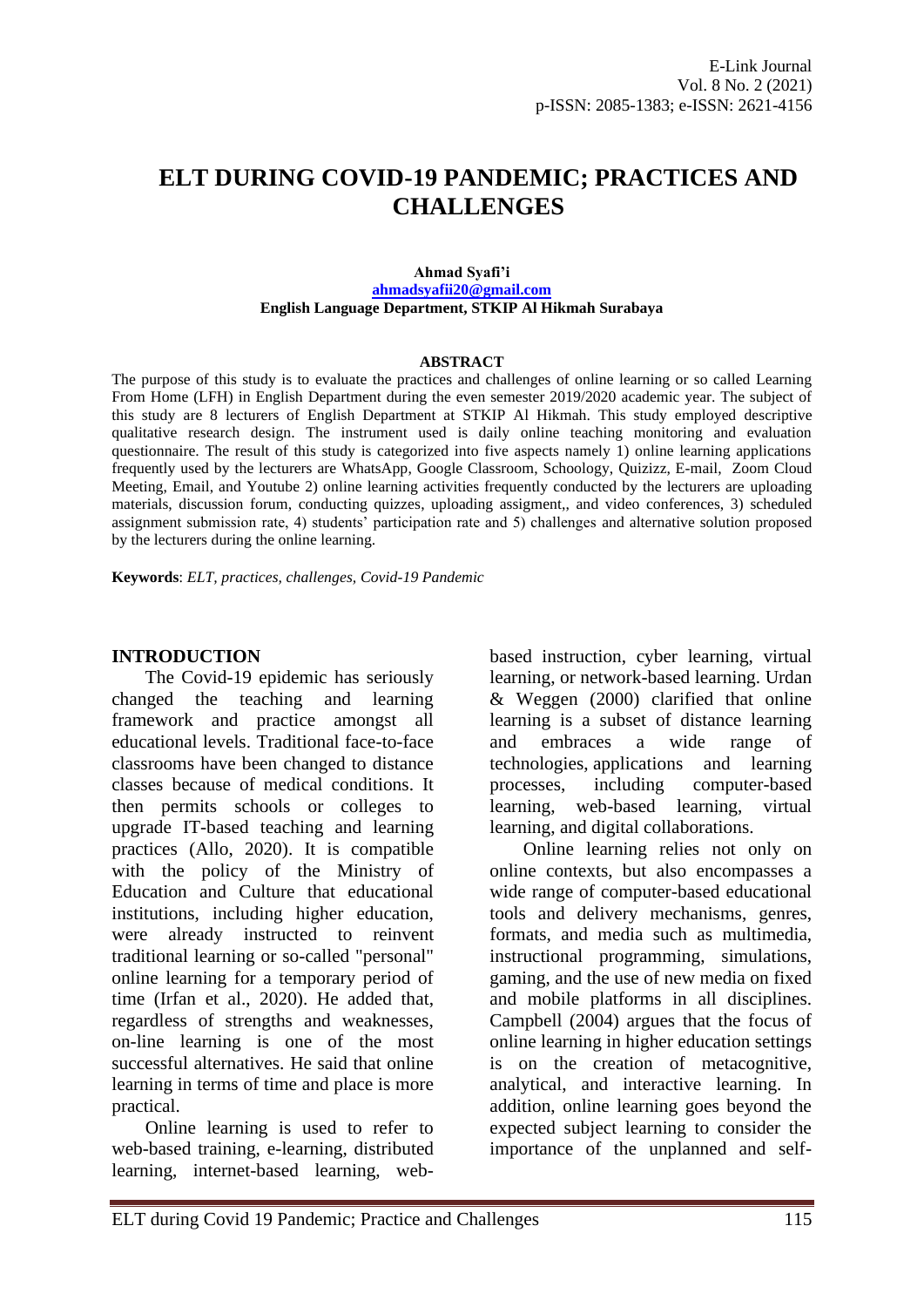# ELT DURING COVID-19 PANDEMIC; PRACTICES AND CHALLENGES

**Ahmad Syafi'i**
ahmadsyafii20@gmail.com
**English Language Department, STKIP Al Hikmah Surabaya**

## ABSTRACT

The purpose of this study is to evaluate the practices and challenges of online learning or so called Learning From Home (LFH) in English Department during the even semester 2019/2020 academic year. The subject of this study are 8 lecturers of English Department at STKIP Al Hikmah. This study employed descriptive qualitative research design. The instrument used is daily online teaching monitoring and evaluation questionnaire. The result of this study is categorized into five aspects namely 1) online learning applications frequently used by the lecturers are WhatsApp, Google Classroom, Schoology, Quizizz, E-mail, Zoom Cloud Meeting, Email, and Youtube 2) online learning activities frequently conducted by the lecturers are uploading materials, discussion forum, conducting quizzes, uploading assigment,, and video conferences, 3) scheduled assignment submission rate, 4) students' participation rate and 5) challenges and alternative solution proposed by the lecturers during the online learning.

**Keywords**: *ELT, practices, challenges, Covid-19 Pandemic*

## INTRODUCTION

The Covid-19 epidemic has seriously changed the teaching and learning framework and practice amongst all educational levels. Traditional face-to-face classrooms have been changed to distance classes because of medical conditions. It then permits schools or colleges to upgrade IT-based teaching and learning practices (Allo, 2020). It is compatible with the policy of the Ministry of Education and Culture that educational institutions, including higher education, were already instructed to reinvent traditional learning or so-called "personal" online learning for a temporary period of time (Irfan et al., 2020). He added that, regardless of strengths and weaknesses, on-line learning is one of the most successful alternatives. He said that online learning in terms of time and place is more practical.

Online learning is used to refer to web-based training, e-learning, distributed learning, internet-based learning, web-based instruction, cyber learning, virtual learning, or network-based learning. Urdan & Weggen (2000) clarified that online learning is a subset of distance learning and embraces a wide range of technologies, applications and learning processes, including computer-based learning, web-based learning, virtual learning, and digital collaborations.

Online learning relies not only on online contexts, but also encompasses a wide range of computer-based educational tools and delivery mechanisms, genres, formats, and media such as multimedia, instructional programming, simulations, gaming, and the use of new media on fixed and mobile platforms in all disciplines. Campbell (2004) argues that the focus of online learning in higher education settings is on the creation of metacognitive, analytical, and interactive learning. In addition, online learning goes beyond the expected subject learning to consider the importance of the unplanned and self-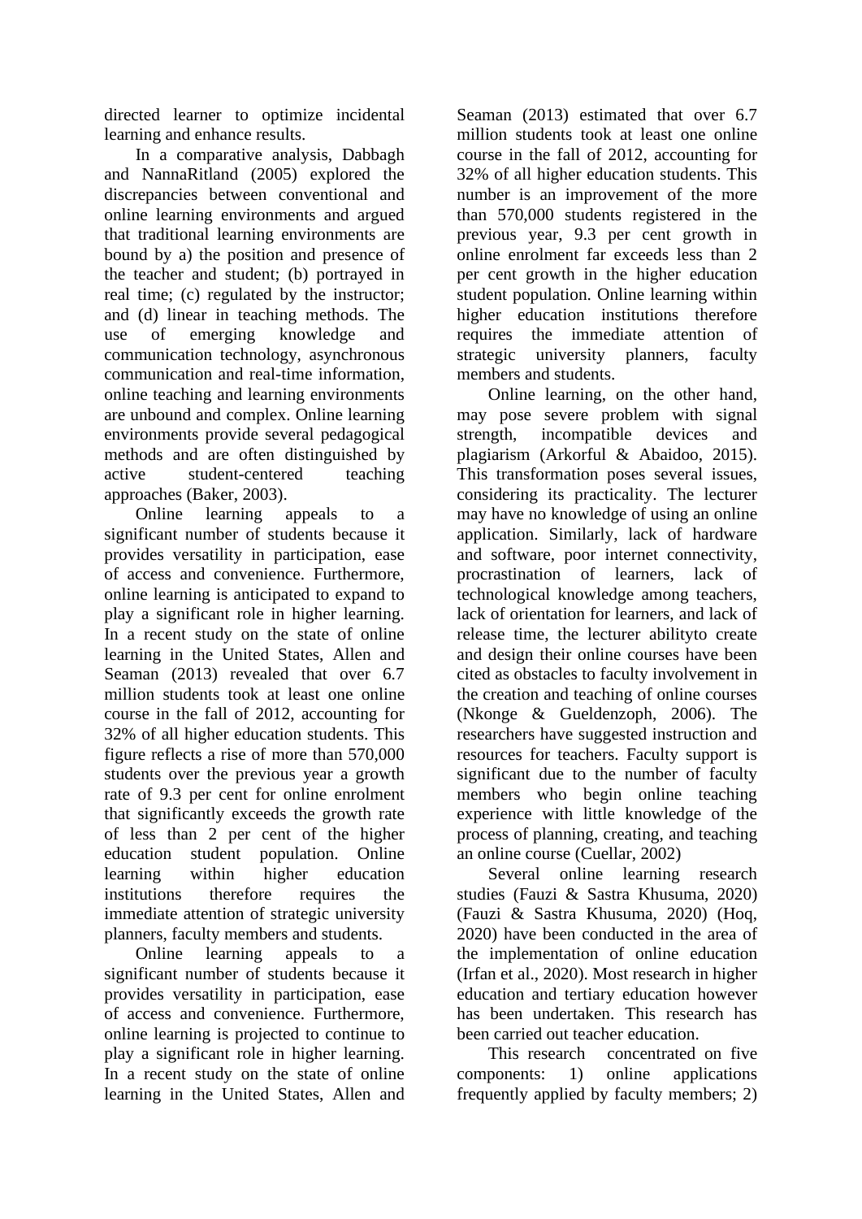directed learner to optimize incidental learning and enhance results.

In a comparative analysis, Dabbagh and NannaRitland (2005) explored the discrepancies between conventional and online learning environments and argued that traditional learning environments are bound by a) the position and presence of the teacher and student; (b) portrayed in real time; (c) regulated by the instructor; and (d) linear in teaching methods. The use of emerging knowledge and communication technology, asynchronous communication and real-time information, online teaching and learning environments are unbound and complex. Online learning environments provide several pedagogical methods and are often distinguished by active student-centered teaching approaches (Baker, 2003).

Online learning appeals to a significant number of students because it provides versatility in participation, ease of access and convenience. Furthermore, online learning is anticipated to expand to play a significant role in higher learning. In a recent study on the state of online learning in the United States, Allen and Seaman (2013) revealed that over 6.7 million students took at least one online course in the fall of 2012, accounting for 32% of all higher education students. This figure reflects a rise of more than 570,000 students over the previous year a growth rate of 9.3 per cent for online enrolment that significantly exceeds the growth rate of less than 2 per cent of the higher education student population. Online learning within higher education institutions therefore requires the immediate attention of strategic university planners, faculty members and students.

Online learning appeals to a significant number of students because it provides versatility in participation, ease of access and convenience. Furthermore, online learning is projected to continue to play a significant role in higher learning. In a recent study on the state of online learning in the United States, Allen and Seaman (2013) estimated that over 6.7 million students took at least one online course in the fall of 2012, accounting for 32% of all higher education students. This number is an improvement of the more than 570,000 students registered in the previous year, 9.3 per cent growth in online enrolment far exceeds less than 2 per cent growth in the higher education student population. Online learning within higher education institutions therefore requires the immediate attention of strategic university planners, faculty members and students.

Online learning, on the other hand, may pose severe problem with signal strength, incompatible devices and plagiarism (Arkorful & Abaidoo, 2015). This transformation poses several issues, considering its practicality. The lecturer may have no knowledge of using an online application. Similarly, lack of hardware and software, poor internet connectivity, procrastination of learners, lack of technological knowledge among teachers, lack of orientation for learners, and lack of release time, the lecturer abilityto create and design their online courses have been cited as obstacles to faculty involvement in the creation and teaching of online courses (Nkonge & Gueldenzoph, 2006). The researchers have suggested instruction and resources for teachers. Faculty support is significant due to the number of faculty members who begin online teaching experience with little knowledge of the process of planning, creating, and teaching an online course (Cuellar, 2002)

Several online learning research studies (Fauzi & Sastra Khusuma, 2020) (Fauzi & Sastra Khusuma, 2020) (Hoq, 2020) have been conducted in the area of the implementation of online education (Irfan et al., 2020). Most research in higher education and tertiary education however has been undertaken. This research has been carried out teacher education.

This research concentrated on five components: 1) online applications frequently applied by faculty members; 2)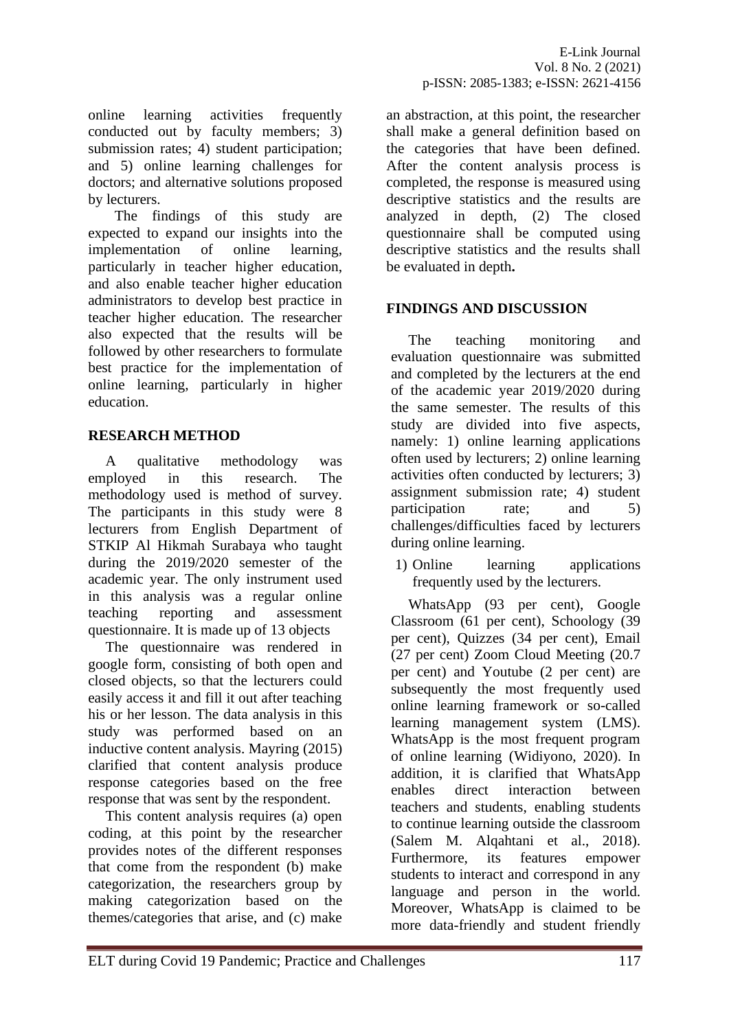online learning activities frequently conducted out by faculty members; 3) submission rates; 4) student participation; and 5) online learning challenges for doctors; and alternative solutions proposed by lecturers.

The findings of this study are expected to expand our insights into the implementation of online learning, particularly in teacher higher education, and also enable teacher higher education administrators to develop best practice in teacher higher education. The researcher also expected that the results will be followed by other researchers to formulate best practice for the implementation of online learning, particularly in higher education.

## RESEARCH METHOD

A qualitative methodology was employed in this research. The methodology used is method of survey. The participants in this study were 8 lecturers from English Department of STKIP Al Hikmah Surabaya who taught during the 2019/2020 semester of the academic year. The only instrument used in this analysis was a regular online teaching reporting and assessment questionnaire. It is made up of 13 objects

The questionnaire was rendered in google form, consisting of both open and closed objects, so that the lecturers could easily access it and fill it out after teaching his or her lesson. The data analysis in this study was performed based on an inductive content analysis. Mayring (2015) clarified that content analysis produce response categories based on the free response that was sent by the respondent.

This content analysis requires (a) open coding, at this point by the researcher provides notes of the different responses that come from the respondent (b) make categorization, the researchers group by making categorization based on the themes/categories that arise, and (c) make an abstraction, at this point, the researcher shall make a general definition based on the categories that have been defined. After the content analysis process is completed, the response is measured using descriptive statistics and the results are analyzed in depth, (2) The closed questionnaire shall be computed using descriptive statistics and the results shall be evaluated in depth**.**

## FINDINGS AND DISCUSSION

The teaching monitoring and evaluation questionnaire was submitted and completed by the lecturers at the end of the academic year 2019/2020 during the same semester. The results of this study are divided into five aspects, namely: 1) online learning applications often used by lecturers; 2) online learning activities often conducted by lecturers; 3) assignment submission rate; 4) student participation rate; and 5) challenges/difficulties faced by lecturers during online learning.

1) Online learning applications frequently used by the lecturers.

WhatsApp (93 per cent), Google Classroom (61 per cent), Schoology (39 per cent), Quizzes (34 per cent), Email (27 per cent) Zoom Cloud Meeting (20.7 per cent) and Youtube (2 per cent) are subsequently the most frequently used online learning framework or so-called learning management system (LMS). WhatsApp is the most frequent program of online learning (Widiyono, 2020). In addition, it is clarified that WhatsApp enables direct interaction between teachers and students, enabling students to continue learning outside the classroom (Salem M. Alqahtani et al., 2018). Furthermore, its features empower students to interact and correspond in any language and person in the world. Moreover, WhatsApp is claimed to be more data-friendly and student friendly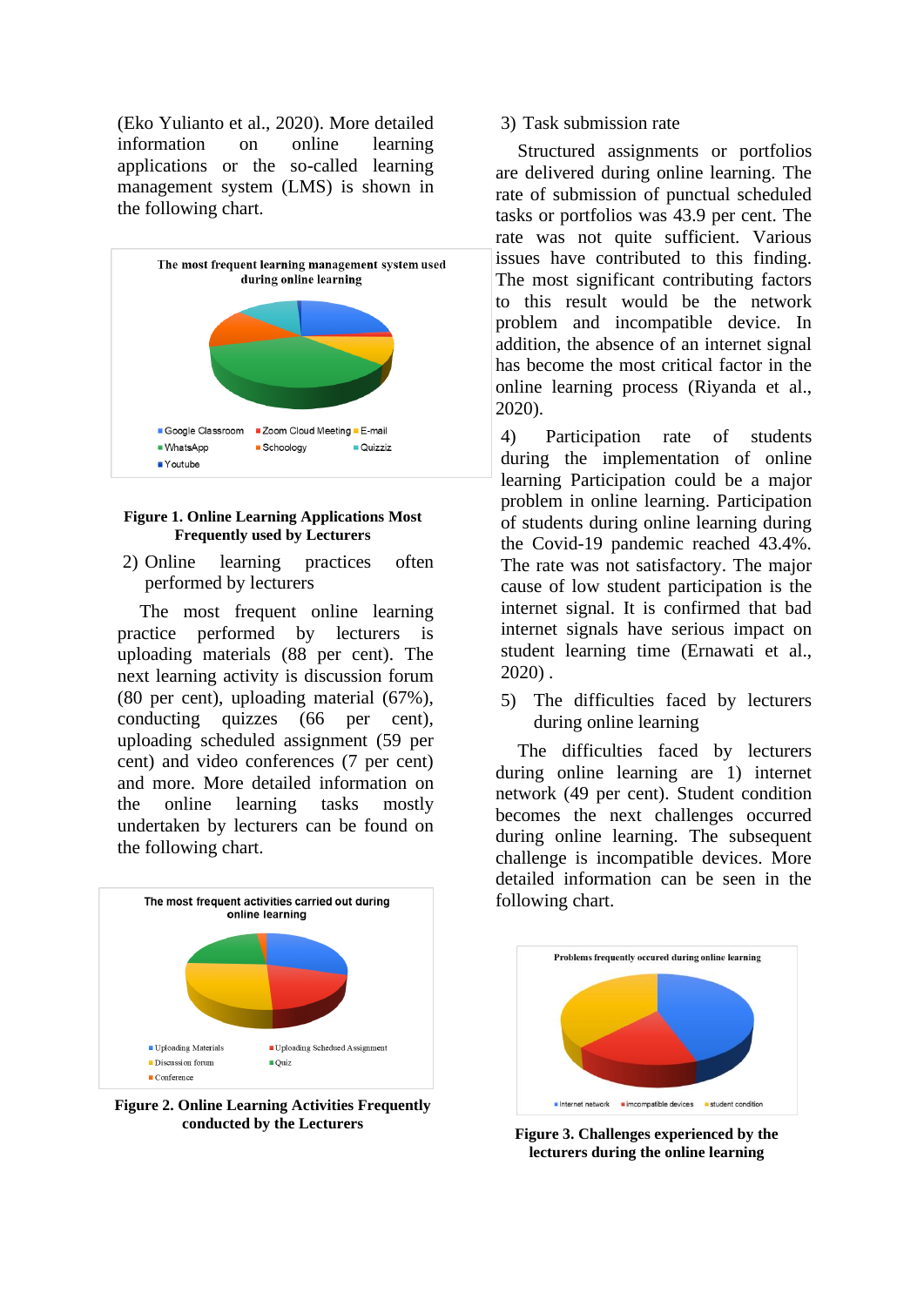(Eko Yulianto et al., 2020). More detailed information on online learning applications or the so-called learning management system (LMS) is shown in the following chart.

The most frequent learning management system used during online learning

Google Classroom
Zoom Cloud Meeting
E-mail
WhatsApp
Schoology
Quizziz
Youtube

**Figure 1. Online Learning Applications Most Frequently used by Lecturers**

2) Online learning practices often performed by lecturers

The most frequent online learning practice performed by lecturers is uploading materials (88 per cent). The next learning activity is discussion forum (80 per cent), uploading material (67%), conducting quizzes (66 per cent), uploading scheduled assignment (59 per cent) and video conferences (7 per cent) and more. More detailed information on the online learning tasks mostly undertaken by lecturers can be found on the following chart.

The most frequent activities carried out during online learning

Uploading Materials
Uploading Scheduled Assignment
Discussion forum
Quiz
Conference

**Figure 2. Online Learning Activities Frequently conducted by the Lecturers**

3) Task submission rate

Structured assignments or portfolios are delivered during online learning. The rate of submission of punctual scheduled tasks or portfolios was 43.9 per cent. The rate was not quite sufficient. Various issues have contributed to this finding. The most significant contributing factors to this result would be the network problem and incompatible device. In addition, the absence of an internet signal has become the most critical factor in the online learning process (Riyanda et al., 2020).

4) Participation rate of students during the implementation of online learning Participation could be a major problem in online learning. Participation of students during online learning during the Covid-19 pandemic reached 43.4%. The rate was not satisfactory. The major cause of low student participation is the internet signal. It is confirmed that bad internet signals have serious impact on student learning time (Ernawati et al., 2020) .

5) The difficulties faced by lecturers during online learning

The difficulties faced by lecturers during online learning are 1) internet network (49 per cent). Student condition becomes the next challenges occurred during online learning. The subsequent challenge is incompatible devices. More detailed information can be seen in the following chart.

Problems frequently occured during online learning

internet network
incompatible devices
student condition

**Figure 3. Challenges experienced by the lecturers during the online learning**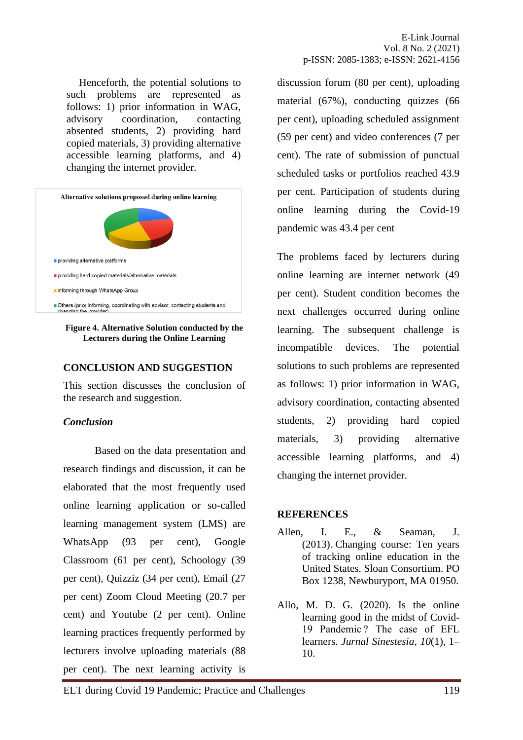Henceforth, the potential solutions to such problems are represented as follows: 1) prior information in WAG, advisory coordination, contacting absented students, 2) providing hard copied materials, 3) providing alternative accessible learning platforms, and 4) changing the internet provider.

Alternative solutions proposed during online learning

- providing alternative platforms
- providing hard copied materials/alternative materials
- informing through WhatsApp Group
- Others (prior informing, coordinating with advisor, contacting students and changing the provider)

**Figure 4. Alternative Solution conducted by the Lecturers during the Online Learning**

## CONCLUSION AND SUGGESTION

This section discusses the conclusion of the research and suggestion.

### *Conclusion*

Based on the data presentation and research findings and discussion, it can be elaborated that the most frequently used online learning application or so-called learning management system (LMS) are WhatsApp (93 per cent), Google Classroom (61 per cent), Schoology (39 per cent), Quizziz (34 per cent), Email (27 per cent) Zoom Cloud Meeting (20.7 per cent) and Youtube (2 per cent). Online learning practices frequently performed by lecturers involve uploading materials (88 per cent). The next learning activity is discussion forum (80 per cent), uploading material (67%), conducting quizzes (66 per cent), uploading scheduled assignment (59 per cent) and video conferences (7 per cent). The rate of submission of punctual scheduled tasks or portfolios reached 43.9 per cent. Participation of students during online learning during the Covid-19 pandemic was 43.4 per cent

The problems faced by lecturers during online learning are internet network (49 per cent). Student condition becomes the next challenges occurred during online learning. The subsequent challenge is incompatible devices. The potential solutions to such problems are represented as follows: 1) prior information in WAG, advisory coordination, contacting absented students, 2) providing hard copied materials, 3) providing alternative accessible learning platforms, and 4) changing the internet provider.

## REFERENCES

Allen, I. E., & Seaman, J. (2013). Changing course: Ten years of tracking online education in the United States. Sloan Consortium. PO Box 1238, Newburyport, MA 01950.

Allo, M. D. G. (2020). Is the online learning good in the midst of Covid-19 Pandemic? The case of EFL learners. *Jurnal Sinestesia*, *10*(1), 1–10.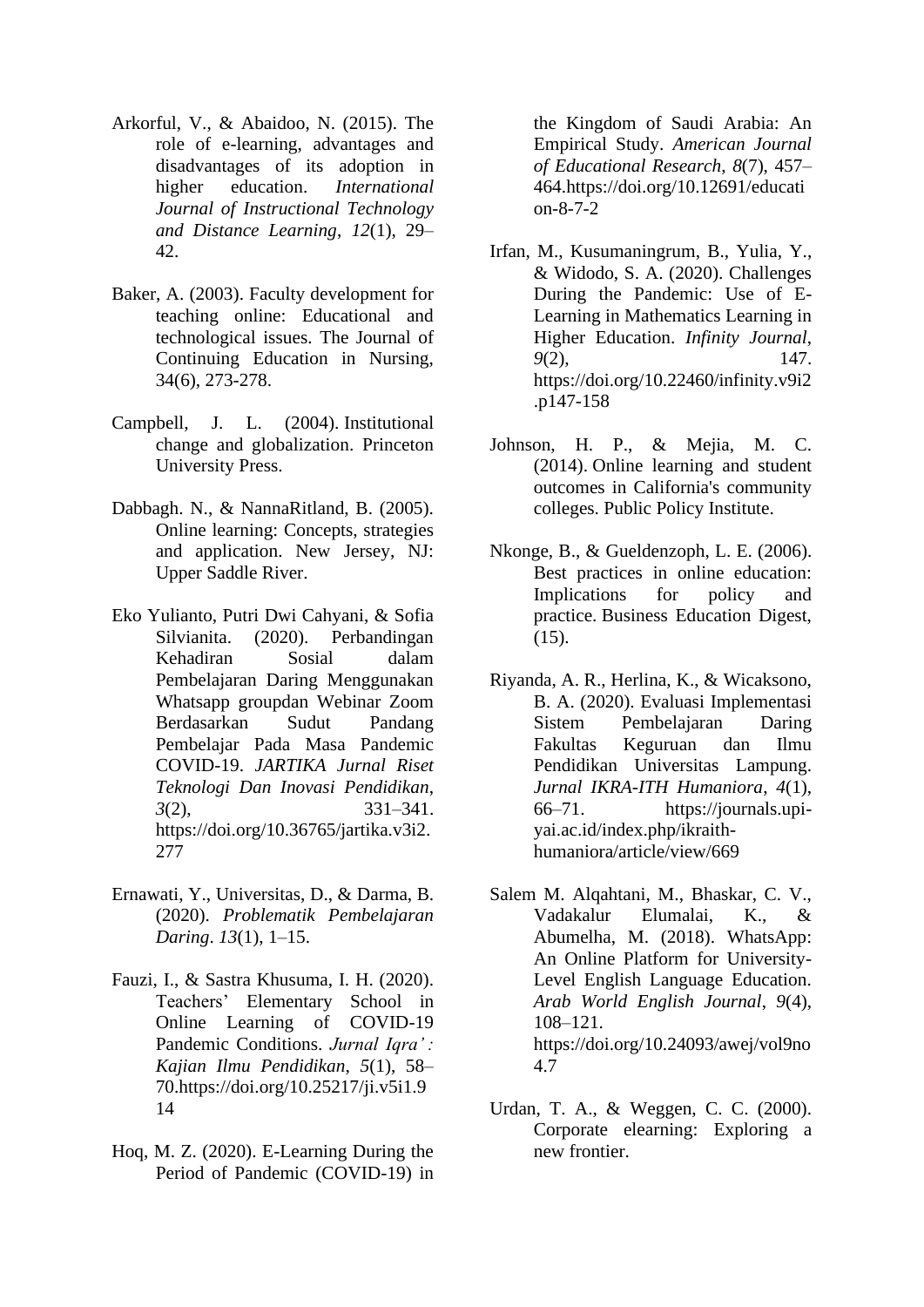Arkorful, V., & Abaidoo, N. (2015). The role of e-learning, advantages and disadvantages of its adoption in higher education. *International Journal of Instructional Technology and Distance Learning*, *12*(1), 29–42.

Baker, A. (2003). Faculty development for teaching online: Educational and technological issues. The Journal of Continuing Education in Nursing, 34(6), 273-278.

Campbell, J. L. (2004). Institutional change and globalization. Princeton University Press.

Dabbagh. N., & NannaRitland, B. (2005). Online learning: Concepts, strategies and application. New Jersey, NJ: Upper Saddle River.

Eko Yulianto, Putri Dwi Cahyani, & Sofia Silvianita. (2020). Perbandingan Kehadiran Sosial dalam Pembelajaran Daring Menggunakan Whatsapp groupdan Webinar Zoom Berdasarkan Sudut Pandang Pembelajar Pada Masa Pandemic COVID-19. *JARTIKA Jurnal Riset Teknologi Dan Inovasi Pendidikan*, *3*(2), 331–341. https://doi.org/10.36765/jartika.v3i2.277

Ernawati, Y., Universitas, D., & Darma, B. (2020). *Problematik Pembelajaran Daring*. *13*(1), 1–15.

Fauzi, I., & Sastra Khusuma, I. H. (2020). Teachers' Elementary School in Online Learning of COVID-19 Pandemic Conditions. *Jurnal Iqra' : Kajian Ilmu Pendidikan*, *5*(1), 58–70.https://doi.org/10.25217/ji.v5i1.914

Hoq, M. Z. (2020). E-Learning During the Period of Pandemic (COVID-19) in the Kingdom of Saudi Arabia: An Empirical Study. *American Journal of Educational Research*, *8*(7), 457–464.https://doi.org/10.12691/education-8-7-2

Irfan, M., Kusumaningrum, B., Yulia, Y., & Widodo, S. A. (2020). Challenges During the Pandemic: Use of E-Learning in Mathematics Learning in Higher Education. *Infinity Journal*, *9*(2), 147. https://doi.org/10.22460/infinity.v9i2.p147-158

Johnson, H. P., & Mejia, M. C. (2014). Online learning and student outcomes in California's community colleges. Public Policy Institute.

Nkonge, B., & Gueldenzoph, L. E. (2006). Best practices in online education: Implications for policy and practice. Business Education Digest, (15).

Riyanda, A. R., Herlina, K., & Wicaksono, B. A. (2020). Evaluasi Implementasi Sistem Pembelajaran Daring Fakultas Keguruan dan Ilmu Pendidikan Universitas Lampung. *Jurnal IKRA-ITH Humaniora*, *4*(1), 66–71. https://journals.upi-yai.ac.id/index.php/ikraith-humaniora/article/view/669

Salem M. Alqahtani, M., Bhaskar, C. V., Vadakalur Elumalai, K., & Abumelha, M. (2018). WhatsApp: An Online Platform for University-Level English Language Education. *Arab World English Journal*, *9*(4), 108–121. https://doi.org/10.24093/awej/vol9no4.7

Urdan, T. A., & Weggen, C. C. (2000). Corporate elearning: Exploring a new frontier.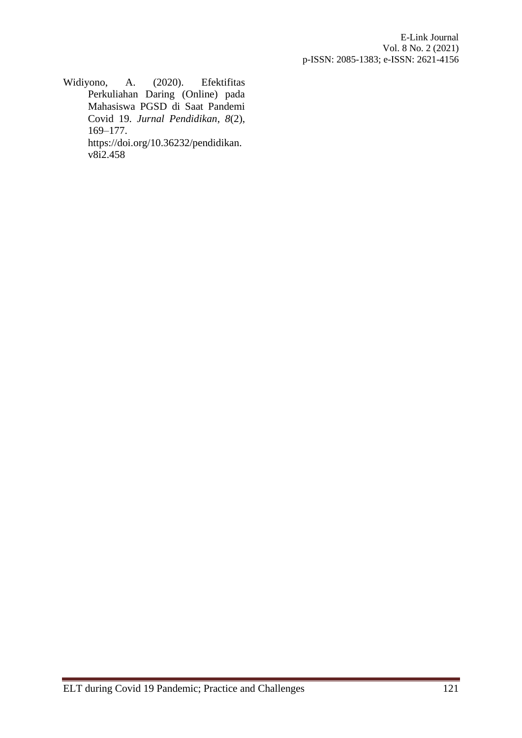Widiyono, A. (2020). Efektifitas Perkuliahan Daring (Online) pada Mahasiswa PGSD di Saat Pandemi Covid 19. *Jurnal Pendidikan*, *8*(2), 169–177. https://doi.org/10.36232/pendidikan.v8i2.458